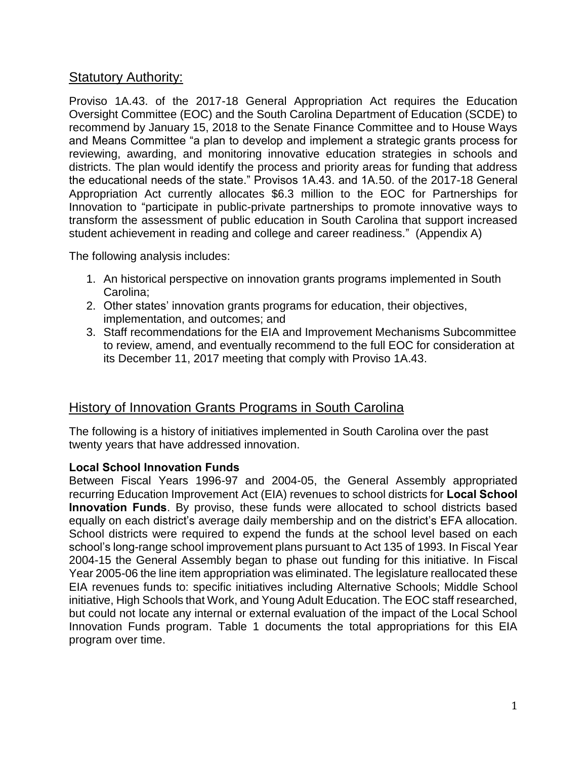## Statutory Authority:

Proviso 1A.43. of the 2017-18 General Appropriation Act requires the Education Oversight Committee (EOC) and the South Carolina Department of Education (SCDE) to recommend by January 15, 2018 to the Senate Finance Committee and to House Ways and Means Committee "a plan to develop and implement a strategic grants process for reviewing, awarding, and monitoring innovative education strategies in schools and districts. The plan would identify the process and priority areas for funding that address the educational needs of the state." Provisos 1A.43. and 1A.50. of the 2017-18 General Appropriation Act currently allocates $6.3 million to the EOC for Partnerships for Innovation to "participate in public-private partnerships to promote innovative ways to transform the assessment of public education in South Carolina that support increased student achievement in reading and college and career readiness." (Appendix A)

The following analysis includes:

1. An historical perspective on innovation grants programs implemented in South Carolina;
2. Other states' innovation grants programs for education, their objectives, implementation, and outcomes; and
3. Staff recommendations for the EIA and Improvement Mechanisms Subcommittee to review, amend, and eventually recommend to the full EOC for consideration at its December 11, 2017 meeting that comply with Proviso 1A.43.

## History of Innovation Grants Programs in South Carolina

The following is a history of initiatives implemented in South Carolina over the past twenty years that have addressed innovation.

**Local School Innovation Funds**

Between Fiscal Years 1996-97 and 2004-05, the General Assembly appropriated recurring Education Improvement Act (EIA) revenues to school districts for **Local School Innovation Funds**. By proviso, these funds were allocated to school districts based equally on each district's average daily membership and on the district's EFA allocation. School districts were required to expend the funds at the school level based on each school's long-range school improvement plans pursuant to Act 135 of 1993. In Fiscal Year 2004-15 the General Assembly began to phase out funding for this initiative. In Fiscal Year 2005-06 the line item appropriation was eliminated. The legislature reallocated these EIA revenues funds to: specific initiatives including Alternative Schools; Middle School initiative, High Schools that Work, and Young Adult Education. The EOC staff researched, but could not locate any internal or external evaluation of the impact of the Local School Innovation Funds program. Table 1 documents the total appropriations for this EIA program over time.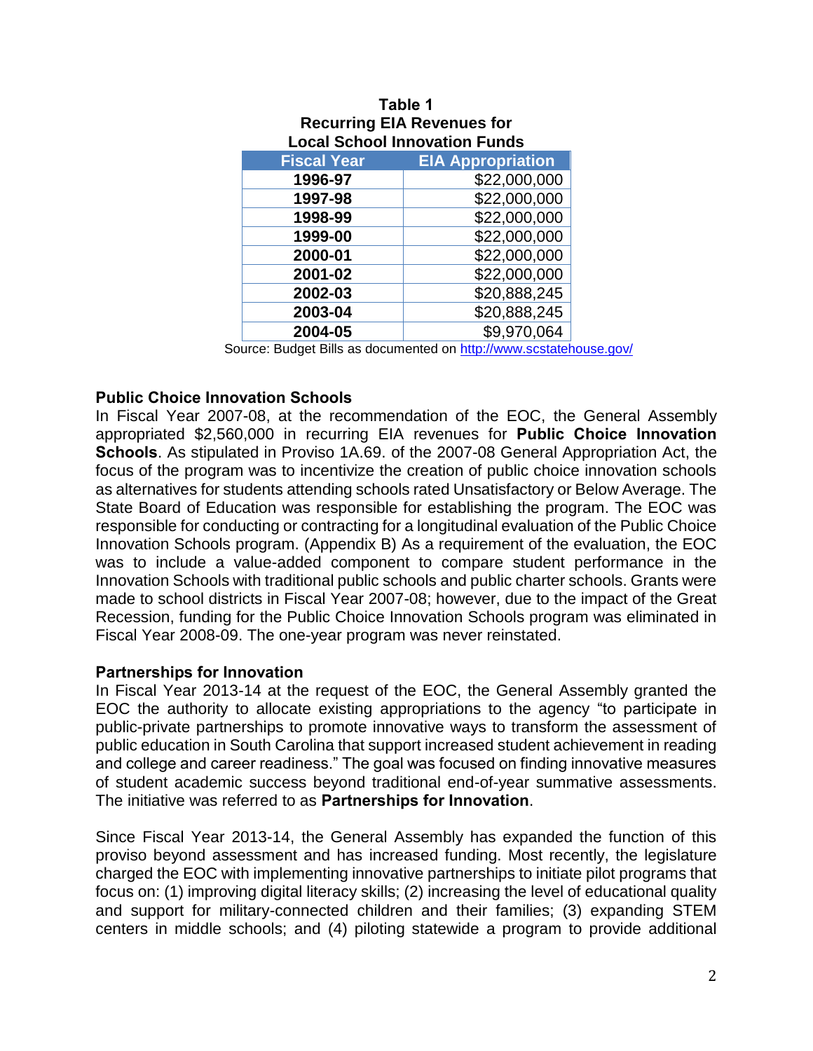**Table 1**
**Recurring EIA Revenues for Local School Innovation Funds**

| Fiscal Year | EIA Appropriation |
|---|---|
| 1996-97 | $22,000,000 |
| 1997-98 | $22,000,000 |
| 1998-99 | $22,000,000 |
| 1999-00 | $22,000,000 |
| 2000-01 | $22,000,000 |
| 2001-02 | $22,000,000 |
| 2002-03 | $20,888,245 |
| 2003-04 | $20,888,245 |
| 2004-05 | $9,970,064 |

Source: Budget Bills as documented on http://www.scstatehouse.gov/

### Public Choice Innovation Schools

In Fiscal Year 2007-08, at the recommendation of the EOC, the General Assembly appropriated $2,560,000 in recurring EIA revenues for **Public Choice Innovation Schools**. As stipulated in Proviso 1A.69. of the 2007-08 General Appropriation Act, the focus of the program was to incentivize the creation of public choice innovation schools as alternatives for students attending schools rated Unsatisfactory or Below Average. The State Board of Education was responsible for establishing the program. The EOC was responsible for conducting or contracting for a longitudinal evaluation of the Public Choice Innovation Schools program. (Appendix B) As a requirement of the evaluation, the EOC was to include a value-added component to compare student performance in the Innovation Schools with traditional public schools and public charter schools. Grants were made to school districts in Fiscal Year 2007-08; however, due to the impact of the Great Recession, funding for the Public Choice Innovation Schools program was eliminated in Fiscal Year 2008-09. The one-year program was never reinstated.

### Partnerships for Innovation

In Fiscal Year 2013-14 at the request of the EOC, the General Assembly granted the EOC the authority to allocate existing appropriations to the agency "to participate in public-private partnerships to promote innovative ways to transform the assessment of public education in South Carolina that support increased student achievement in reading and college and career readiness." The goal was focused on finding innovative measures of student academic success beyond traditional end-of-year summative assessments. The initiative was referred to as **Partnerships for Innovation**.

Since Fiscal Year 2013-14, the General Assembly has expanded the function of this proviso beyond assessment and has increased funding. Most recently, the legislature charged the EOC with implementing innovative partnerships to initiate pilot programs that focus on: (1) improving digital literacy skills; (2) increasing the level of educational quality and support for military-connected children and their families; (3) expanding STEM centers in middle schools; and (4) piloting statewide a program to provide additional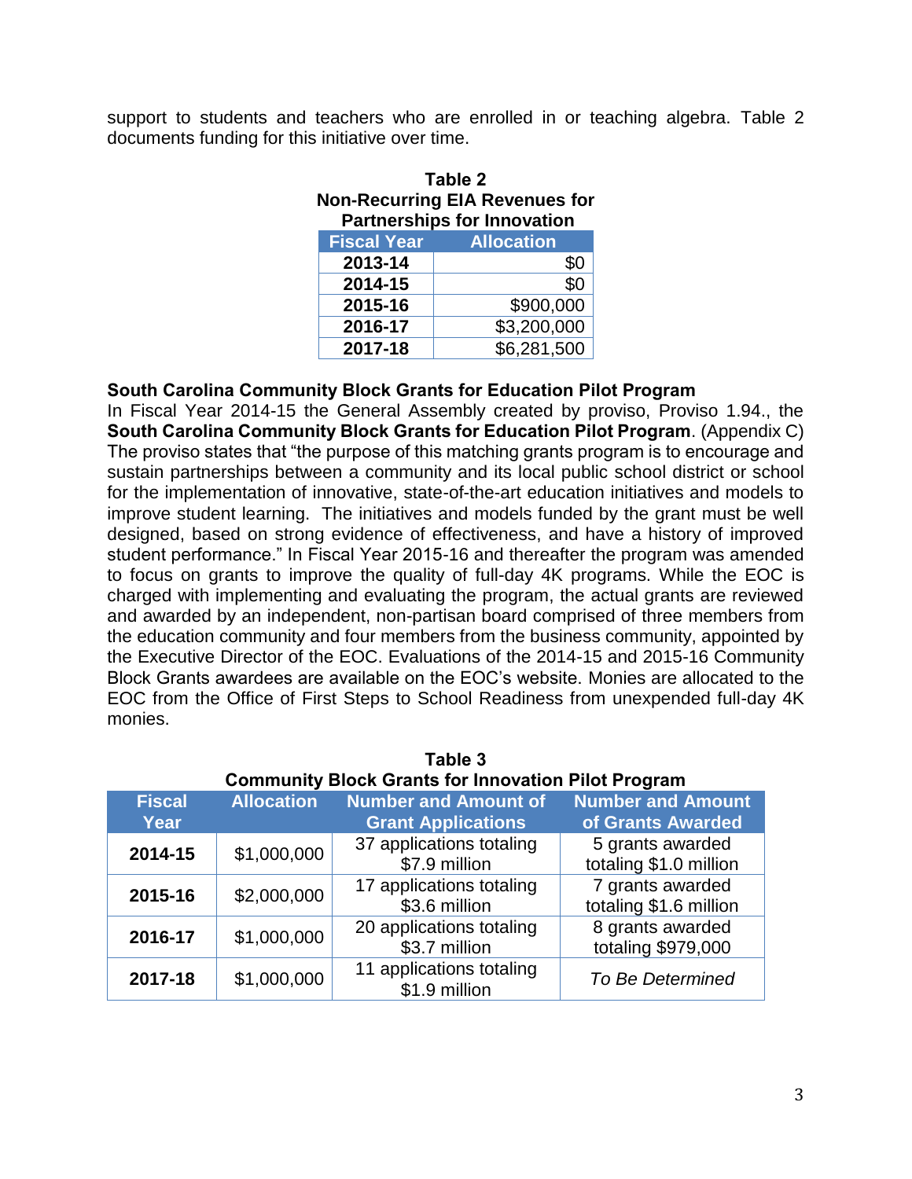support to students and teachers who are enrolled in or teaching algebra. Table 2 documents funding for this initiative over time.

**Table 2**
**Non-Recurring EIA Revenues for Partnerships for Innovation**

| Fiscal Year | Allocation |
|---|---|
| **2013-14** | $0 |
| **2014-15** | $0 |
| **2015-16** | $900,000 |
| **2016-17** | $3,200,000 |
| **2017-18** | $6,281,500 |

**South Carolina Community Block Grants for Education Pilot Program**

In Fiscal Year 2014-15 the General Assembly created by proviso, Proviso 1.94., the **South Carolina Community Block Grants for Education Pilot Program**. (Appendix C) The proviso states that "the purpose of this matching grants program is to encourage and sustain partnerships between a community and its local public school district or school for the implementation of innovative, state-of-the-art education initiatives and models to improve student learning. The initiatives and models funded by the grant must be well designed, based on strong evidence of effectiveness, and have a history of improved student performance." In Fiscal Year 2015-16 and thereafter the program was amended to focus on grants to improve the quality of full-day 4K programs. While the EOC is charged with implementing and evaluating the program, the actual grants are reviewed and awarded by an independent, non-partisan board comprised of three members from the education community and four members from the business community, appointed by the Executive Director of the EOC. Evaluations of the 2014-15 and 2015-16 Community Block Grants awardees are available on the EOC's website. Monies are allocated to the EOC from the Office of First Steps to School Readiness from unexpended full-day 4K monies.

**Table 3**
**Community Block Grants for Innovation Pilot Program**

| Fiscal Year | Allocation | Number and Amount of Grant Applications | Number and Amount of Grants Awarded |
|---|---|---|---|
| **2014-15** | $1,000,000 | 37 applications totaling $7.9 million | 5 grants awarded totaling $1.0 million |
| **2015-16** | $2,000,000 | 17 applications totaling $3.6 million | 7 grants awarded totaling $1.6 million |
| **2016-17** | $1,000,000 | 20 applications totaling $3.7 million | 8 grants awarded totaling $979,000 |
| **2017-18** | $1,000,000 | 11 applications totaling $1.9 million | *To Be Determined* |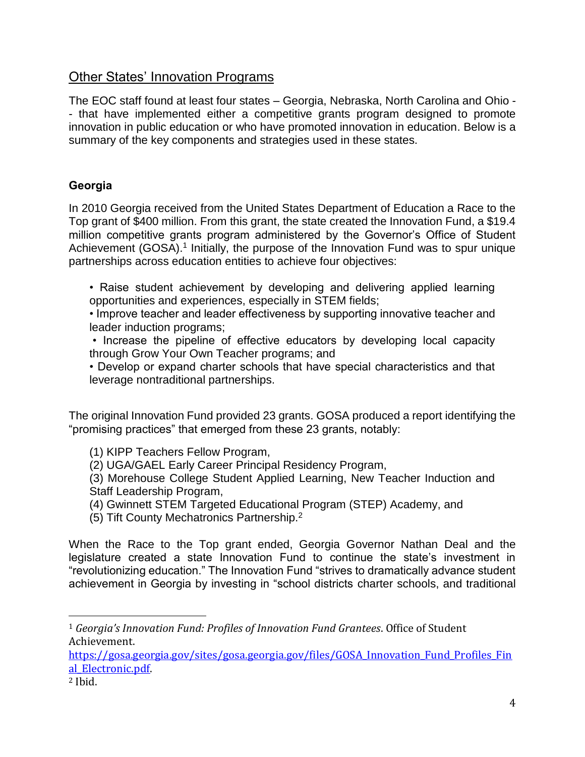## Other States' Innovation Programs

The EOC staff found at least four states – Georgia, Nebraska, North Carolina and Ohio -- that have implemented either a competitive grants program designed to promote innovation in public education or who have promoted innovation in education. Below is a summary of the key components and strategies used in these states.

### Georgia

In 2010 Georgia received from the United States Department of Education a Race to the Top grant of $400 million. From this grant, the state created the Innovation Fund, a $19.4 million competitive grants program administered by the Governor's Office of Student Achievement (GOSA).[1] Initially, the purpose of the Innovation Fund was to spur unique partnerships across education entities to achieve four objectives:

- Raise student achievement by developing and delivering applied learning opportunities and experiences, especially in STEM fields;
- Improve teacher and leader effectiveness by supporting innovative teacher and leader induction programs;
- Increase the pipeline of effective educators by developing local capacity through Grow Your Own Teacher programs; and
- Develop or expand charter schools that have special characteristics and that leverage nontraditional partnerships.

The original Innovation Fund provided 23 grants. GOSA produced a report identifying the "promising practices" that emerged from these 23 grants, notably:

(1) KIPP Teachers Fellow Program,
(2) UGA/GAEL Early Career Principal Residency Program,
(3) Morehouse College Student Applied Learning, New Teacher Induction and Staff Leadership Program,
(4) Gwinnett STEM Targeted Educational Program (STEP) Academy, and
(5) Tift County Mechatronics Partnership.[2]

When the Race to the Top grant ended, Georgia Governor Nathan Deal and the legislature created a state Innovation Fund to continue the state's investment in "revolutionizing education." The Innovation Fund "strives to dramatically advance student achievement in Georgia by investing in "school districts charter schools, and traditional

---

[1] *Georgia's Innovation Fund: Profiles of Innovation Fund Grantees*. Office of Student Achievement. https://gosa.georgia.gov/sites/gosa.georgia.gov/files/GOSA_Innovation_Fund_Profiles_Final_Electronic.pdf.

[2] Ibid.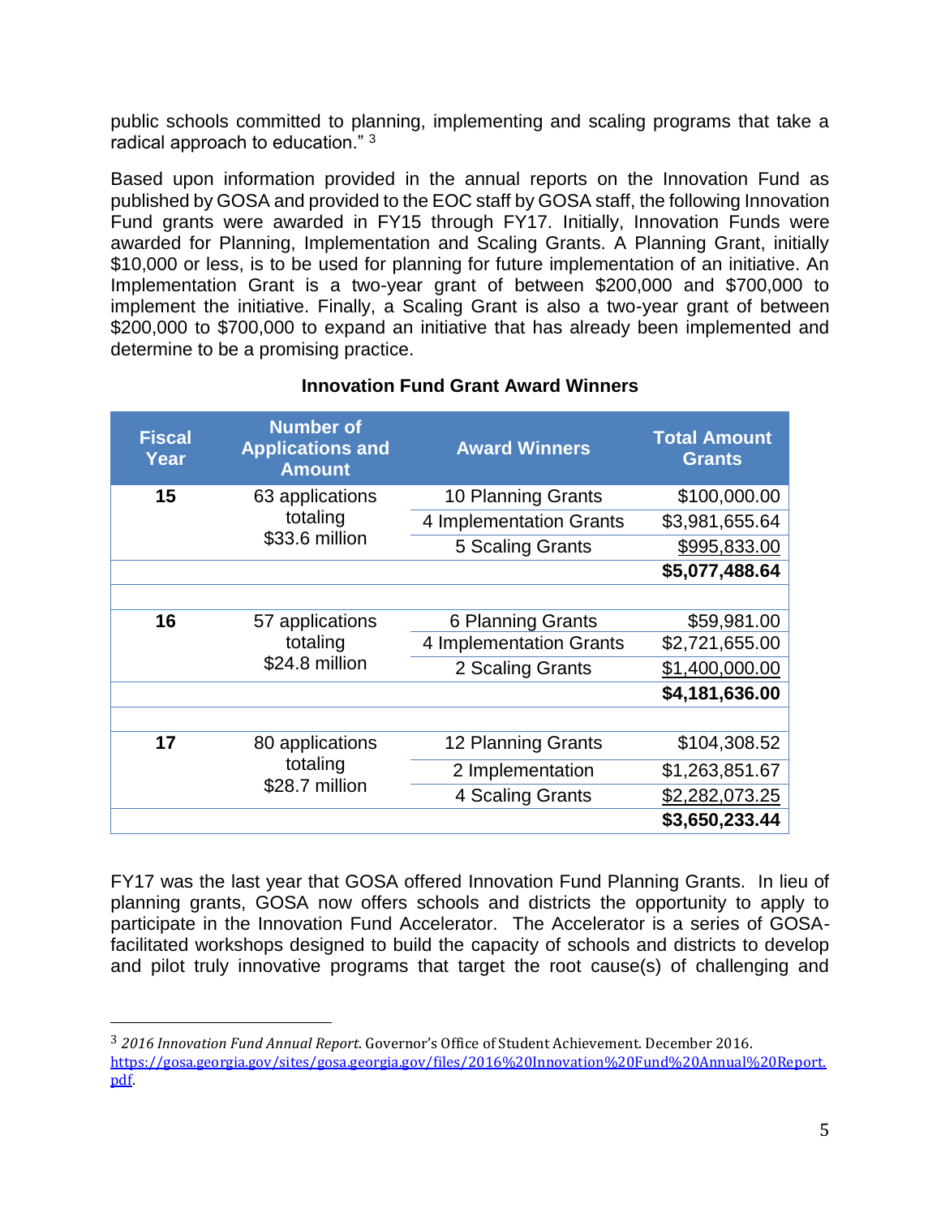public schools committed to planning, implementing and scaling programs that take a radical approach to education." [3]

Based upon information provided in the annual reports on the Innovation Fund as published by GOSA and provided to the EOC staff by GOSA staff, the following Innovation Fund grants were awarded in FY15 through FY17. Initially, Innovation Funds were awarded for Planning, Implementation and Scaling Grants. A Planning Grant, initially $10,000 or less, is to be used for planning for future implementation of an initiative. An Implementation Grant is a two-year grant of between $200,000 and $700,000 to implement the initiative. Finally, a Scaling Grant is also a two-year grant of between $200,000 to $700,000 to expand an initiative that has already been implemented and determine to be a promising practice.

**Innovation Fund Grant Award Winners**

| Fiscal Year | Number of Applications and Amount | Award Winners | Total Amount Grants |
|---|---|---|---|
| **15** | 63 applications totaling $33.6 million | 10 Planning Grants | $100,000.00 |
| | | 4 Implementation Grants | $3,981,655.64 |
| | | 5 Scaling Grants | $995,833.00 |
| | | | **$5,077,488.64** |
| | | | |
| **16** | 57 applications totaling $24.8 million | 6 Planning Grants | $59,981.00 |
| | | 4 Implementation Grants | $2,721,655.00 |
| | | 2 Scaling Grants | $1,400,000.00 |
| | | | **$4,181,636.00** |
| | | | |
| **17** | 80 applications totaling $28.7 million | 12 Planning Grants | $104,308.52 |
| | | 2 Implementation | $1,263,851.67 |
| | | 4 Scaling Grants | $2,282,073.25 |
| | | | **$3,650,233.44** |

FY17 was the last year that GOSA offered Innovation Fund Planning Grants. In lieu of planning grants, GOSA now offers schools and districts the opportunity to apply to participate in the Innovation Fund Accelerator. The Accelerator is a series of GOSA-facilitated workshops designed to build the capacity of schools and districts to develop and pilot truly innovative programs that target the root cause(s) of challenging and

[3] *2016 Innovation Fund Annual Report*. Governor's Office of Student Achievement. December 2016. https://gosa.georgia.gov/sites/gosa.georgia.gov/files/2016%20Innovation%20Fund%20Annual%20Report.pdf.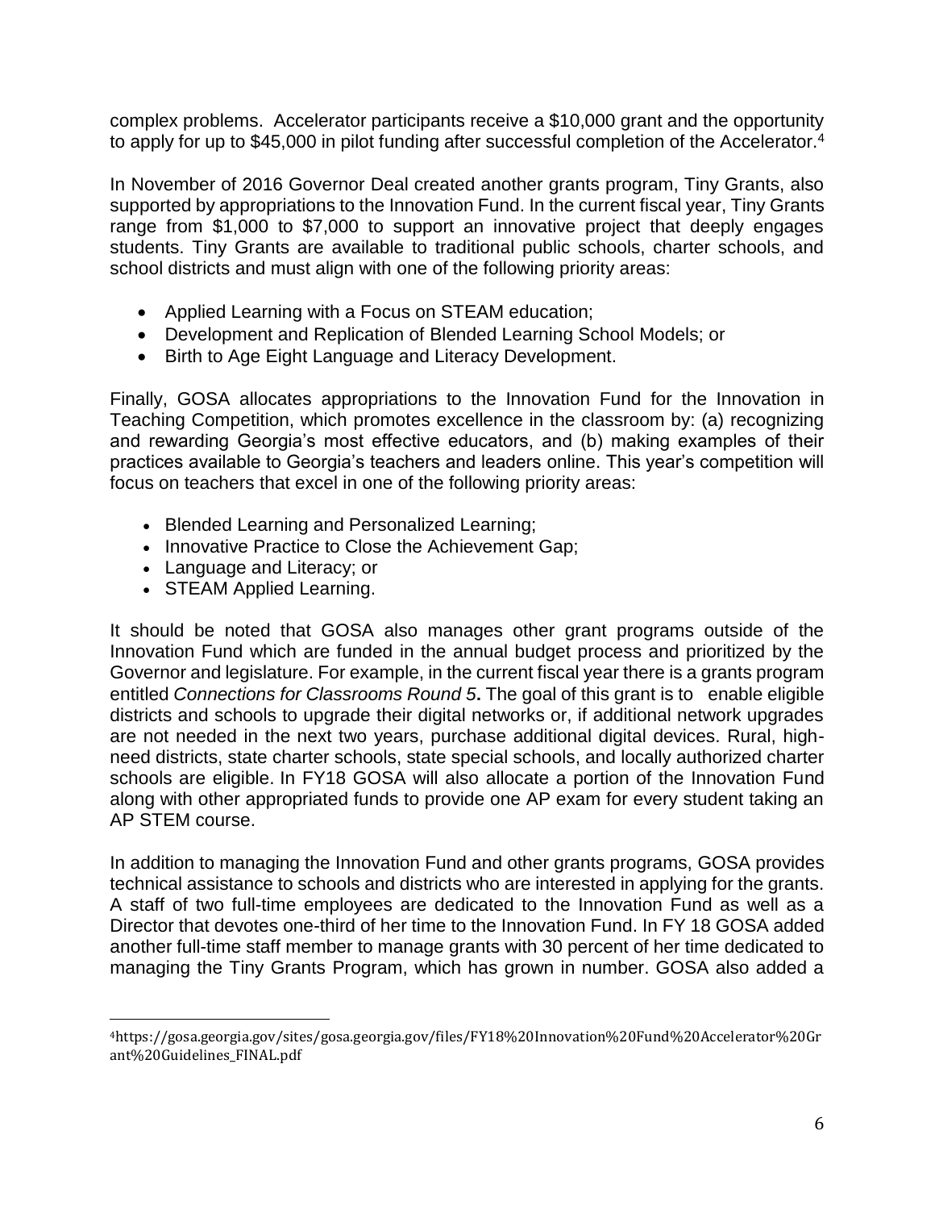complex problems. Accelerator participants receive a $10,000 grant and the opportunity to apply for up to $45,000 in pilot funding after successful completion of the Accelerator.[4]

In November of 2016 Governor Deal created another grants program, Tiny Grants, also supported by appropriations to the Innovation Fund. In the current fiscal year, Tiny Grants range from $1,000 to $7,000 to support an innovative project that deeply engages students. Tiny Grants are available to traditional public schools, charter schools, and school districts and must align with one of the following priority areas:

- Applied Learning with a Focus on STEAM education;
- Development and Replication of Blended Learning School Models; or
- Birth to Age Eight Language and Literacy Development.

Finally, GOSA allocates appropriations to the Innovation Fund for the Innovation in Teaching Competition, which promotes excellence in the classroom by: (a) recognizing and rewarding Georgia's most effective educators, and (b) making examples of their practices available to Georgia's teachers and leaders online. This year's competition will focus on teachers that excel in one of the following priority areas:

- Blended Learning and Personalized Learning;
- Innovative Practice to Close the Achievement Gap;
- Language and Literacy; or
- STEAM Applied Learning.

It should be noted that GOSA also manages other grant programs outside of the Innovation Fund which are funded in the annual budget process and prioritized by the Governor and legislature. For example, in the current fiscal year there is a grants program entitled *Connections for Classrooms Round 5***.** The goal of this grant is to enable eligible districts and schools to upgrade their digital networks or, if additional network upgrades are not needed in the next two years, purchase additional digital devices. Rural, high-need districts, state charter schools, state special schools, and locally authorized charter schools are eligible. In FY18 GOSA will also allocate a portion of the Innovation Fund along with other appropriated funds to provide one AP exam for every student taking an AP STEM course.

In addition to managing the Innovation Fund and other grants programs, GOSA provides technical assistance to schools and districts who are interested in applying for the grants. A staff of two full-time employees are dedicated to the Innovation Fund as well as a Director that devotes one-third of her time to the Innovation Fund. In FY 18 GOSA added another full-time staff member to manage grants with 30 percent of her time dedicated to managing the Tiny Grants Program, which has grown in number. GOSA also added a

---

[4] https://gosa.georgia.gov/sites/gosa.georgia.gov/files/FY18%20Innovation%20Fund%20Accelerator%20Grant%20Guidelines_FINAL.pdf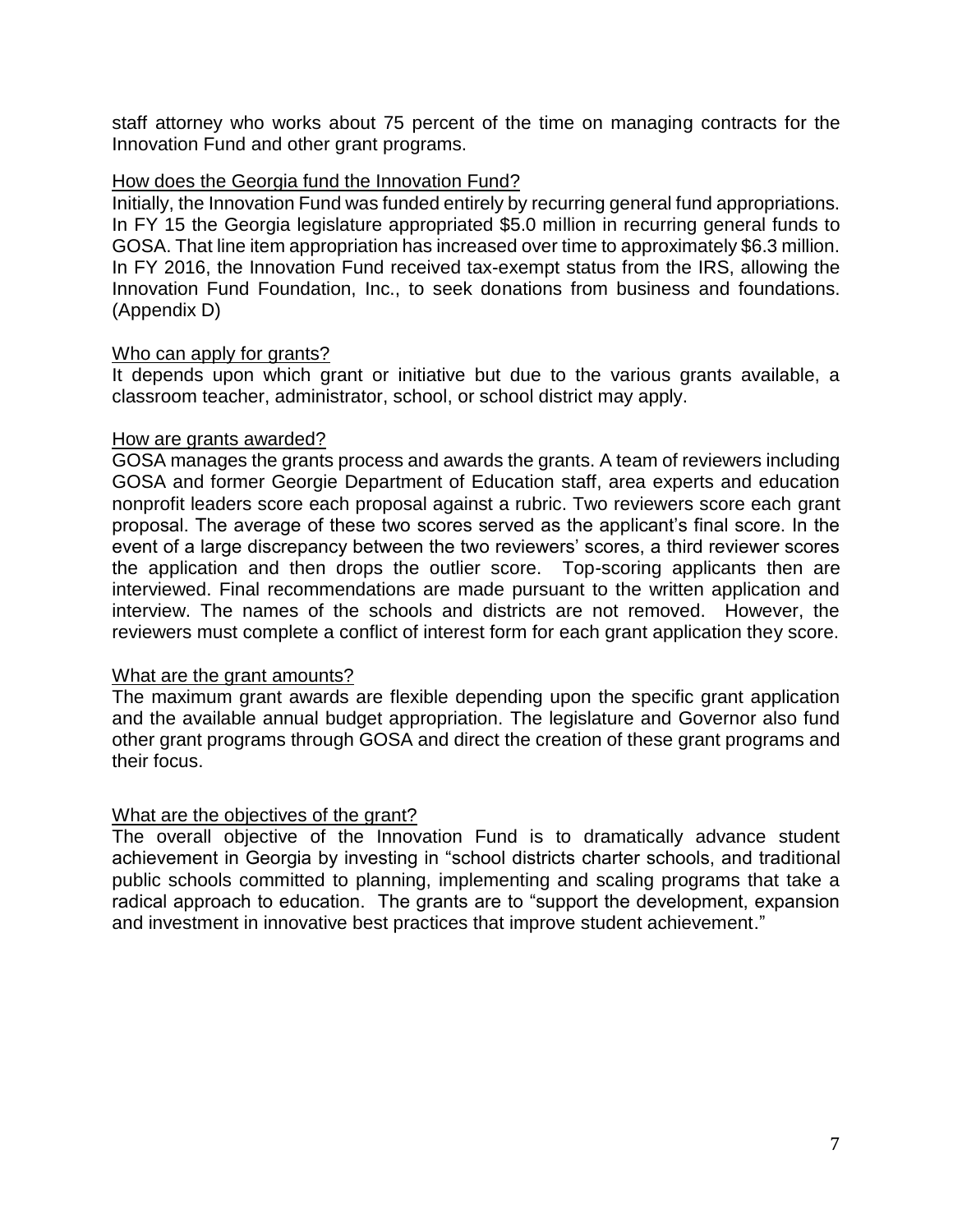staff attorney who works about 75 percent of the time on managing contracts for the Innovation Fund and other grant programs.

<u>How does the Georgia fund the Innovation Fund?</u>

Initially, the Innovation Fund was funded entirely by recurring general fund appropriations. In FY 15 the Georgia legislature appropriated $5.0 million in recurring general funds to GOSA. That line item appropriation has increased over time to approximately $6.3 million. In FY 2016, the Innovation Fund received tax-exempt status from the IRS, allowing the Innovation Fund Foundation, Inc., to seek donations from business and foundations. (Appendix D)

<u>Who can apply for grants?</u>

It depends upon which grant or initiative but due to the various grants available, a classroom teacher, administrator, school, or school district may apply.

<u>How are grants awarded?</u>

GOSA manages the grants process and awards the grants. A team of reviewers including GOSA and former Georgie Department of Education staff, area experts and education nonprofit leaders score each proposal against a rubric. Two reviewers score each grant proposal. The average of these two scores served as the applicant's final score. In the event of a large discrepancy between the two reviewers' scores, a third reviewer scores the application and then drops the outlier score. Top-scoring applicants then are interviewed. Final recommendations are made pursuant to the written application and interview. The names of the schools and districts are not removed. However, the reviewers must complete a conflict of interest form for each grant application they score.

<u>What are the grant amounts?</u>

The maximum grant awards are flexible depending upon the specific grant application and the available annual budget appropriation. The legislature and Governor also fund other grant programs through GOSA and direct the creation of these grant programs and their focus.

<u>What are the objectives of the grant?</u>

The overall objective of the Innovation Fund is to dramatically advance student achievement in Georgia by investing in "school districts charter schools, and traditional public schools committed to planning, implementing and scaling programs that take a radical approach to education. The grants are to "support the development, expansion and investment in innovative best practices that improve student achievement."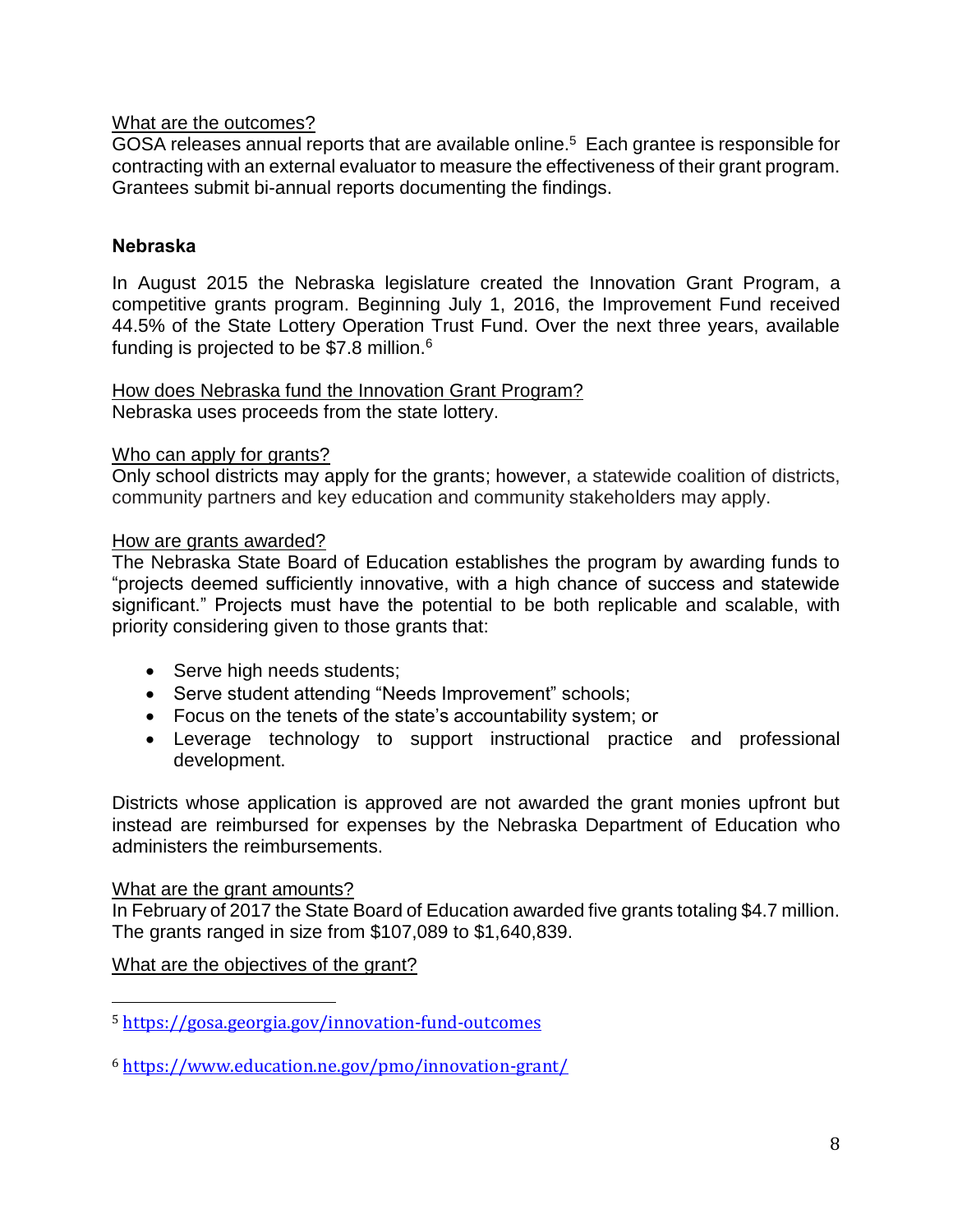What are the outcomes?

GOSA releases annual reports that are available online.[5] Each grantee is responsible for contracting with an external evaluator to measure the effectiveness of their grant program. Grantees submit bi-annual reports documenting the findings.

## Nebraska

In August 2015 the Nebraska legislature created the Innovation Grant Program, a competitive grants program. Beginning July 1, 2016, the Improvement Fund received 44.5% of the State Lottery Operation Trust Fund. Over the next three years, available funding is projected to be $7.8 million.[6]

How does Nebraska fund the Innovation Grant Program?

Nebraska uses proceeds from the state lottery.

Who can apply for grants?

Only school districts may apply for the grants; however, a statewide coalition of districts, community partners and key education and community stakeholders may apply.

How are grants awarded?

The Nebraska State Board of Education establishes the program by awarding funds to "projects deemed sufficiently innovative, with a high chance of success and statewide significant." Projects must have the potential to be both replicable and scalable, with priority considering given to those grants that:

- Serve high needs students;
- Serve student attending "Needs Improvement" schools;
- Focus on the tenets of the state's accountability system; or
- Leverage technology to support instructional practice and professional development.

Districts whose application is approved are not awarded the grant monies upfront but instead are reimbursed for expenses by the Nebraska Department of Education who administers the reimbursements.

What are the grant amounts?

In February of 2017 the State Board of Education awarded five grants totaling $4.7 million. The grants ranged in size from $107,089 to $1,640,839.

What are the objectives of the grant?

---

[5] https://gosa.georgia.gov/innovation-fund-outcomes

[6] https://www.education.ne.gov/pmo/innovation-grant/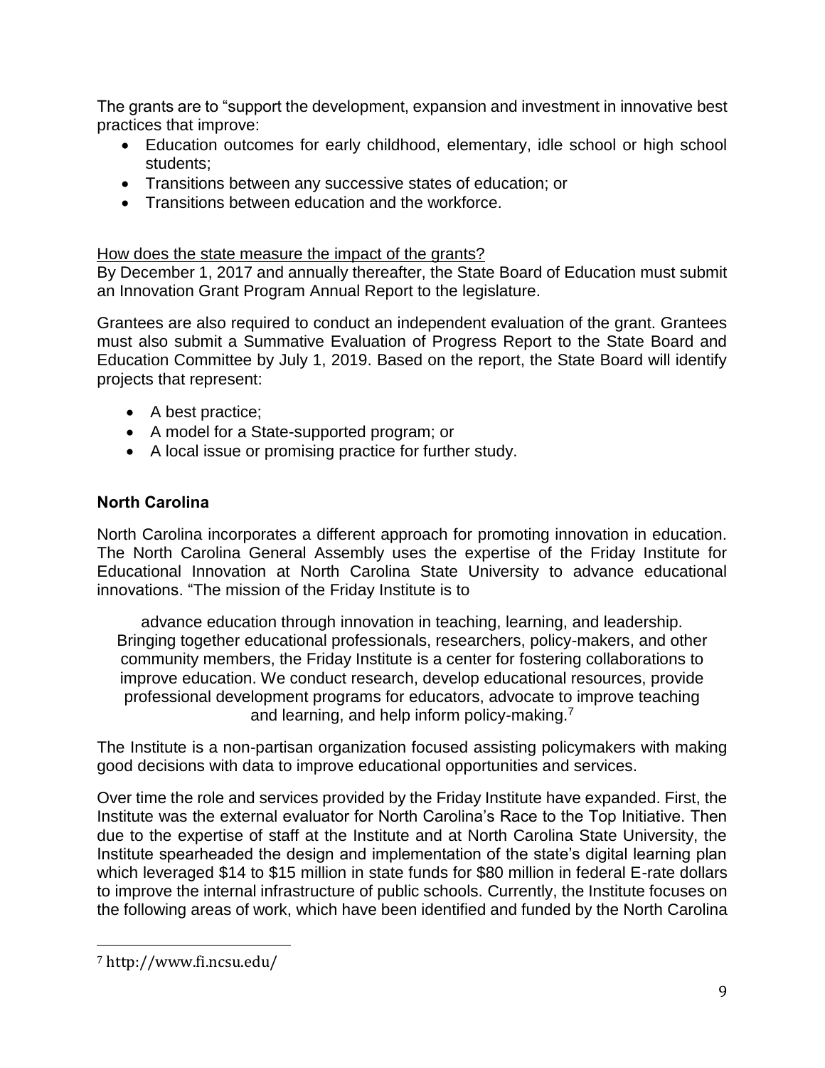The grants are to "support the development, expansion and investment in innovative best practices that improve:

- Education outcomes for early childhood, elementary, idle school or high school students;
- Transitions between any successive states of education; or
- Transitions between education and the workforce.

How does the state measure the impact of the grants?

By December 1, 2017 and annually thereafter, the State Board of Education must submit an Innovation Grant Program Annual Report to the legislature.

Grantees are also required to conduct an independent evaluation of the grant. Grantees must also submit a Summative Evaluation of Progress Report to the State Board and Education Committee by July 1, 2019. Based on the report, the State Board will identify projects that represent:

- A best practice;
- A model for a State-supported program; or
- A local issue or promising practice for further study.

**North Carolina**

North Carolina incorporates a different approach for promoting innovation in education. The North Carolina General Assembly uses the expertise of the Friday Institute for Educational Innovation at North Carolina State University to advance educational innovations. "The mission of the Friday Institute is to

> advance education through innovation in teaching, learning, and leadership. Bringing together educational professionals, researchers, policy-makers, and other community members, the Friday Institute is a center for fostering collaborations to improve education. We conduct research, develop educational resources, provide professional development programs for educators, advocate to improve teaching and learning, and help inform policy-making.[7]

The Institute is a non-partisan organization focused assisting policymakers with making good decisions with data to improve educational opportunities and services.

Over time the role and services provided by the Friday Institute have expanded. First, the Institute was the external evaluator for North Carolina's Race to the Top Initiative. Then due to the expertise of staff at the Institute and at North Carolina State University, the Institute spearheaded the design and implementation of the state's digital learning plan which leveraged $14 to $15 million in state funds for $80 million in federal E-rate dollars to improve the internal infrastructure of public schools. Currently, the Institute focuses on the following areas of work, which have been identified and funded by the North Carolina

---

[7] http://www.fi.ncsu.edu/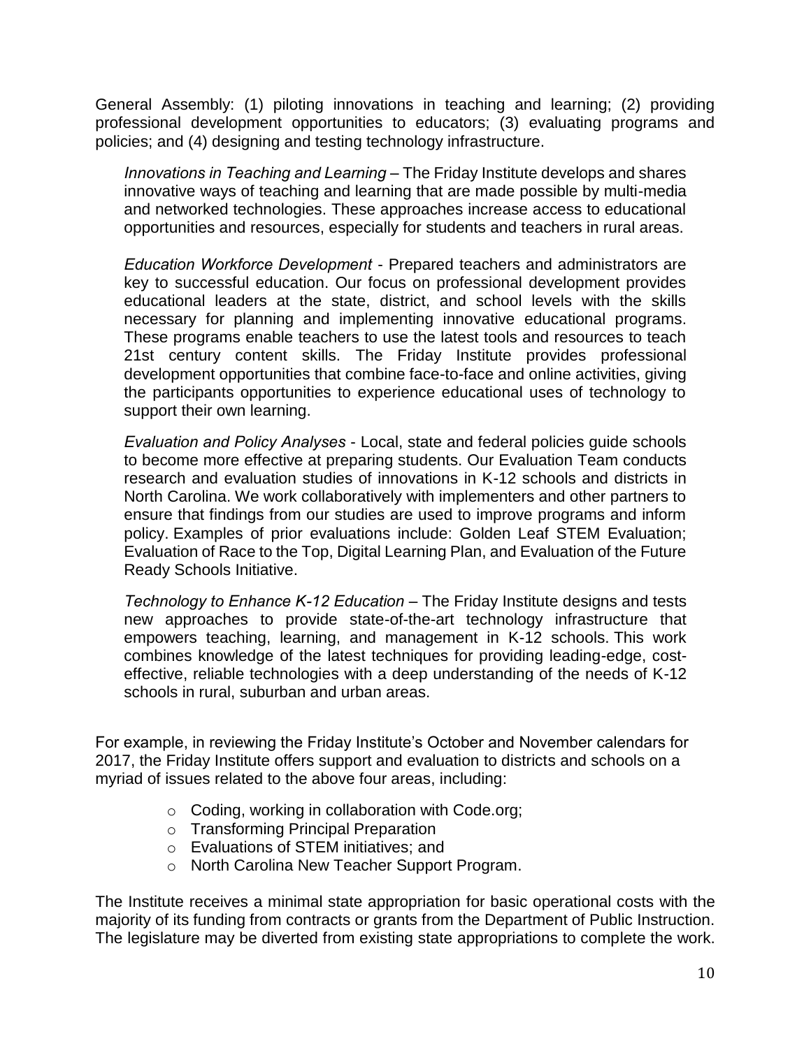General Assembly: (1) piloting innovations in teaching and learning; (2) providing professional development opportunities to educators; (3) evaluating programs and policies; and (4) designing and testing technology infrastructure.

> *Innovations in Teaching and Learning* – The Friday Institute develops and shares innovative ways of teaching and learning that are made possible by multi-media and networked technologies. These approaches increase access to educational opportunities and resources, especially for students and teachers in rural areas.
>
> *Education Workforce Development* - Prepared teachers and administrators are key to successful education. Our focus on professional development provides educational leaders at the state, district, and school levels with the skills necessary for planning and implementing innovative educational programs. These programs enable teachers to use the latest tools and resources to teach 21st century content skills. The Friday Institute provides professional development opportunities that combine face-to-face and online activities, giving the participants opportunities to experience educational uses of technology to support their own learning.
>
> *Evaluation and Policy Analyses* - Local, state and federal policies guide schools to become more effective at preparing students. Our Evaluation Team conducts research and evaluation studies of innovations in K-12 schools and districts in North Carolina. We work collaboratively with implementers and other partners to ensure that findings from our studies are used to improve programs and inform policy. Examples of prior evaluations include: Golden Leaf STEM Evaluation; Evaluation of Race to the Top, Digital Learning Plan, and Evaluation of the Future Ready Schools Initiative.
>
> *Technology to Enhance K-12 Education* – The Friday Institute designs and tests new approaches to provide state-of-the-art technology infrastructure that empowers teaching, learning, and management in K-12 schools. This work combines knowledge of the latest techniques for providing leading-edge, cost-effective, reliable technologies with a deep understanding of the needs of K-12 schools in rural, suburban and urban areas.

For example, in reviewing the Friday Institute's October and November calendars for 2017, the Friday Institute offers support and evaluation to districts and schools on a myriad of issues related to the above four areas, including:

- Coding, working in collaboration with Code.org;
- Transforming Principal Preparation
- Evaluations of STEM initiatives; and
- North Carolina New Teacher Support Program.

The Institute receives a minimal state appropriation for basic operational costs with the majority of its funding from contracts or grants from the Department of Public Instruction. The legislature may be diverted from existing state appropriations to complete the work.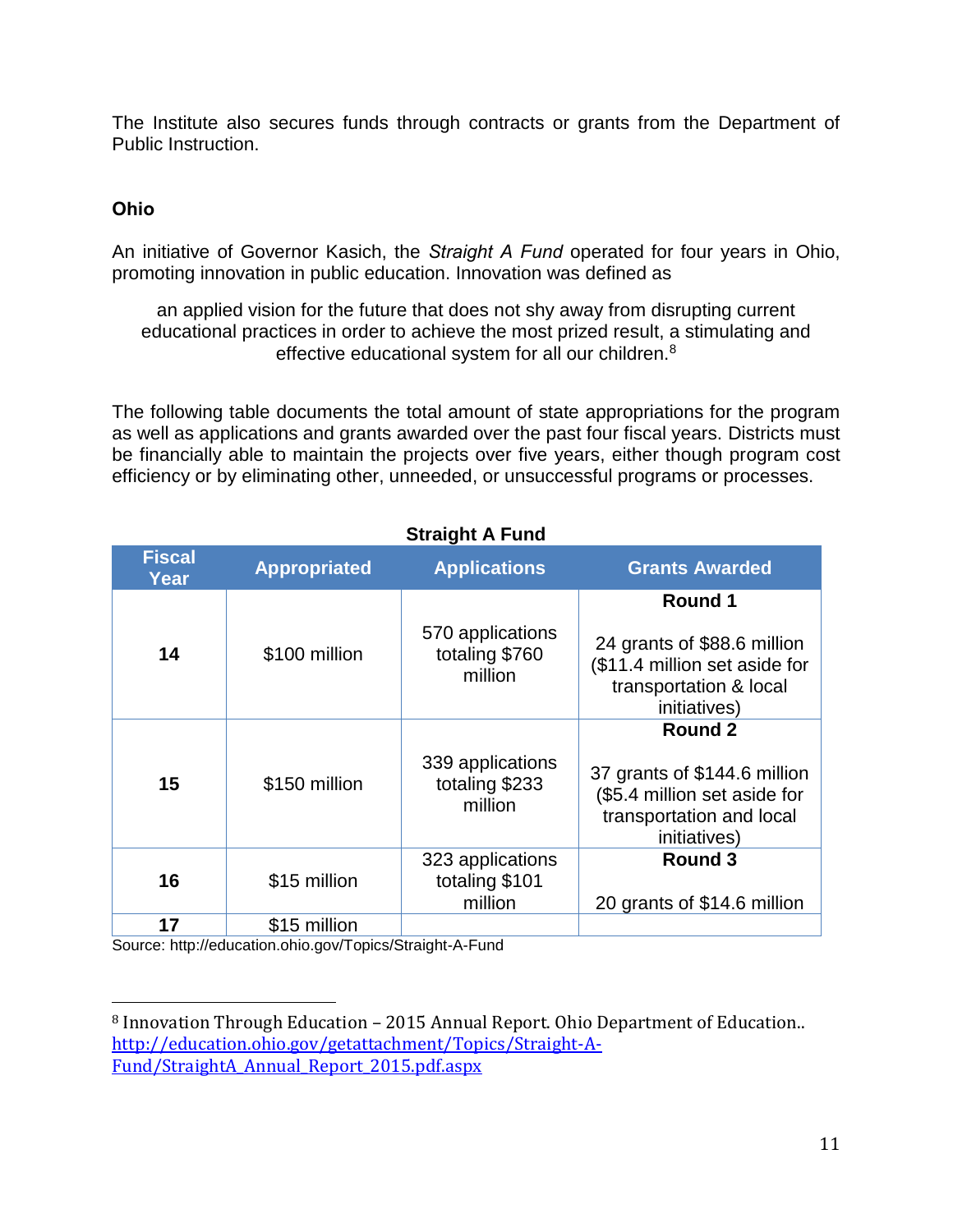The Institute also secures funds through contracts or grants from the Department of Public Instruction.

### Ohio

An initiative of Governor Kasich, the *Straight A Fund* operated for four years in Ohio, promoting innovation in public education. Innovation was defined as

> an applied vision for the future that does not shy away from disrupting current educational practices in order to achieve the most prized result, a stimulating and effective educational system for all our children.[8]

The following table documents the total amount of state appropriations for the program as well as applications and grants awarded over the past four fiscal years. Districts must be financially able to maintain the projects over five years, either though program cost efficiency or by eliminating other, unneeded, or unsuccessful programs or processes.

**Straight A Fund**

| Fiscal Year | Appropriated | Applications | Grants Awarded |
|---|---|---|---|
| **14** | $100 million | 570 applications totaling $760 million | **Round 1** 24 grants of $88.6 million ($11.4 million set aside for transportation & local initiatives) |
| **15** | $150 million | 339 applications totaling $233 million | **Round 2** 37 grants of $144.6 million ($5.4 million set aside for transportation and local initiatives) |
| **16** | $15 million | 323 applications totaling $101 million | **Round 3** 20 grants of $14.6 million |
| **17** | $15 million | | |

Source: http://education.ohio.gov/Topics/Straight-A-Fund

[8] Innovation Through Education – 2015 Annual Report. Ohio Department of Education.. http://education.ohio.gov/getattachment/Topics/Straight-A-Fund/StraightA_Annual_Report_2015.pdf.aspx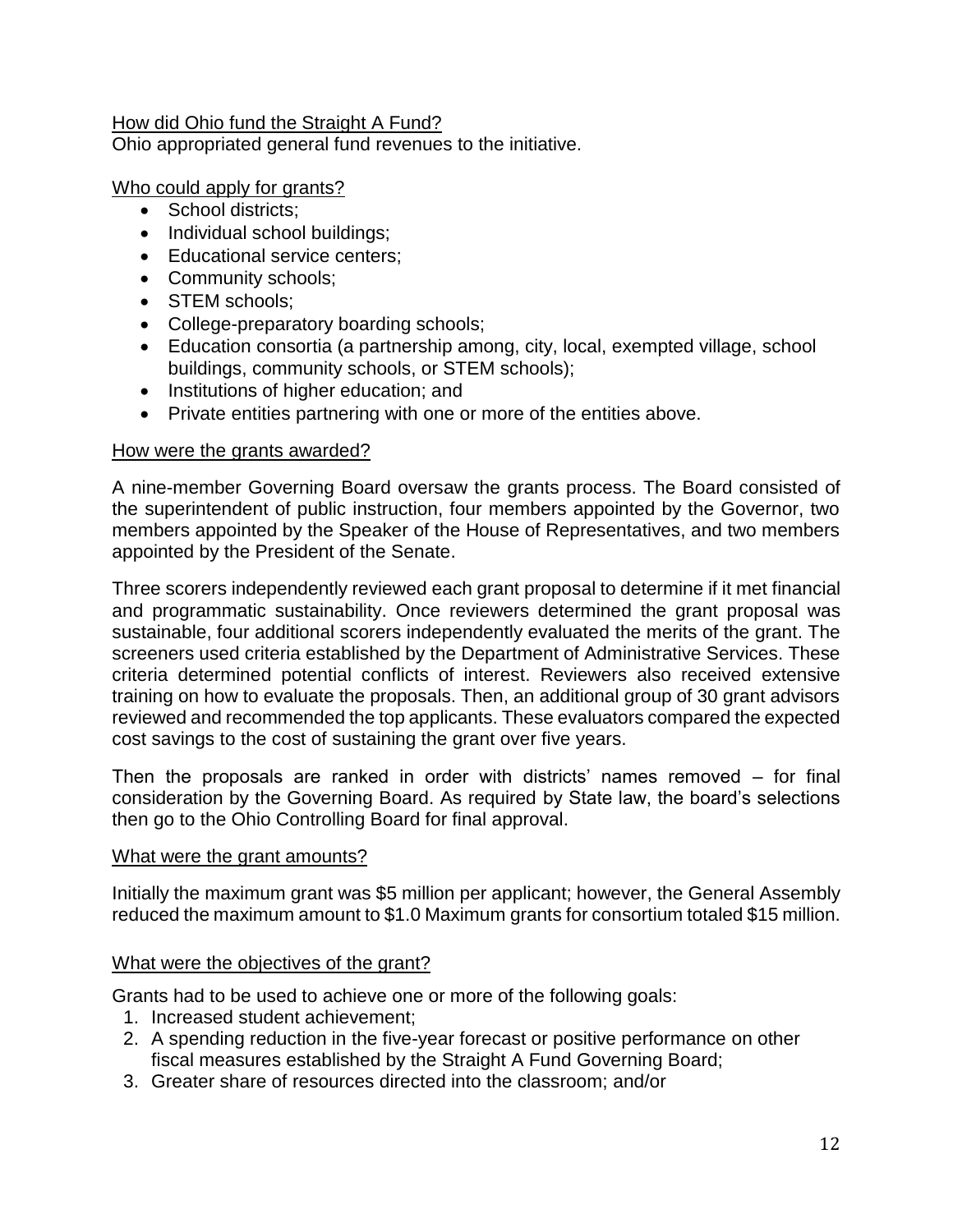<u>How did Ohio fund the Straight A Fund?</u>
Ohio appropriated general fund revenues to the initiative.

<u>Who could apply for grants?</u>

- School districts;
- Individual school buildings;
- Educational service centers;
- Community schools;
- STEM schools;
- College-preparatory boarding schools;
- Education consortia (a partnership among, city, local, exempted village, school buildings, community schools, or STEM schools);
- Institutions of higher education; and
- Private entities partnering with one or more of the entities above.

<u>How were the grants awarded?</u>

A nine-member Governing Board oversaw the grants process. The Board consisted of the superintendent of public instruction, four members appointed by the Governor, two members appointed by the Speaker of the House of Representatives, and two members appointed by the President of the Senate.

Three scorers independently reviewed each grant proposal to determine if it met financial and programmatic sustainability. Once reviewers determined the grant proposal was sustainable, four additional scorers independently evaluated the merits of the grant. The screeners used criteria established by the Department of Administrative Services. These criteria determined potential conflicts of interest. Reviewers also received extensive training on how to evaluate the proposals. Then, an additional group of 30 grant advisors reviewed and recommended the top applicants. These evaluators compared the expected cost savings to the cost of sustaining the grant over five years.

Then the proposals are ranked in order with districts' names removed – for final consideration by the Governing Board. As required by State law, the board's selections then go to the Ohio Controlling Board for final approval.

<u>What were the grant amounts?</u>

Initially the maximum grant was $5 million per applicant; however, the General Assembly reduced the maximum amount to $1.0 Maximum grants for consortium totaled $15 million.

<u>What were the objectives of the grant?</u>

Grants had to be used to achieve one or more of the following goals:

1. Increased student achievement;
2. A spending reduction in the five-year forecast or positive performance on other fiscal measures established by the Straight A Fund Governing Board;
3. Greater share of resources directed into the classroom; and/or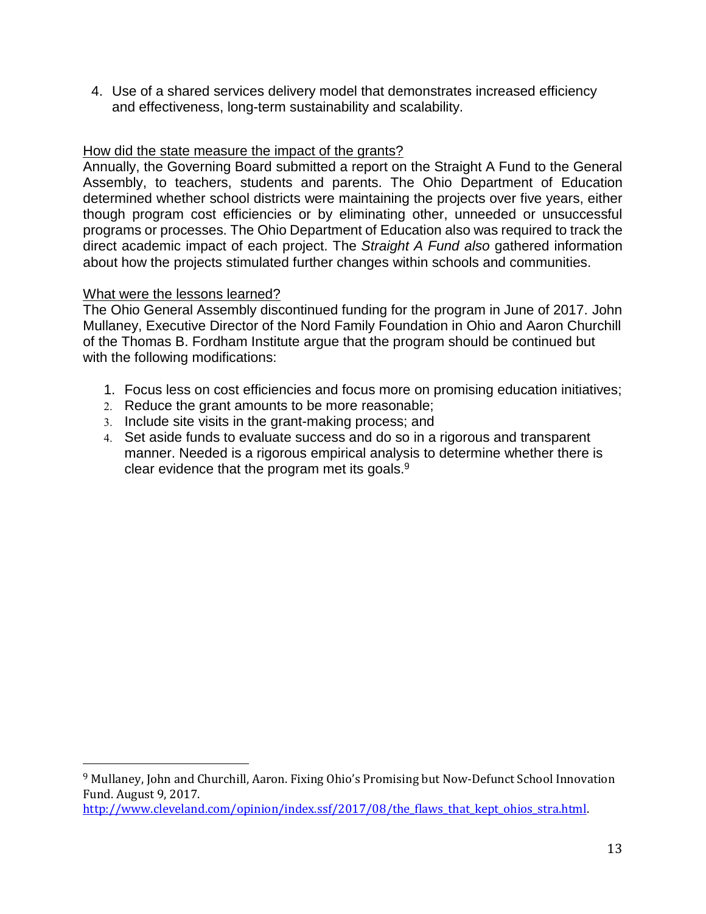4. Use of a shared services delivery model that demonstrates increased efficiency and effectiveness, long-term sustainability and scalability.

How did the state measure the impact of the grants?

Annually, the Governing Board submitted a report on the Straight A Fund to the General Assembly, to teachers, students and parents. The Ohio Department of Education determined whether school districts were maintaining the projects over five years, either though program cost efficiencies or by eliminating other, unneeded or unsuccessful programs or processes. The Ohio Department of Education also was required to track the direct academic impact of each project. The *Straight A Fund also* gathered information about how the projects stimulated further changes within schools and communities.

What were the lessons learned?

The Ohio General Assembly discontinued funding for the program in June of 2017. John Mullaney, Executive Director of the Nord Family Foundation in Ohio and Aaron Churchill of the Thomas B. Fordham Institute argue that the program should be continued but with the following modifications:

1. Focus less on cost efficiencies and focus more on promising education initiatives;
2. Reduce the grant amounts to be more reasonable;
3. Include site visits in the grant-making process; and
4. Set aside funds to evaluate success and do so in a rigorous and transparent manner. Needed is a rigorous empirical analysis to determine whether there is clear evidence that the program met its goals.[9]

---

[9] Mullaney, John and Churchill, Aaron. Fixing Ohio's Promising but Now-Defunct School Innovation Fund. August 9, 2017. http://www.cleveland.com/opinion/index.ssf/2017/08/the_flaws_that_kept_ohios_stra.html.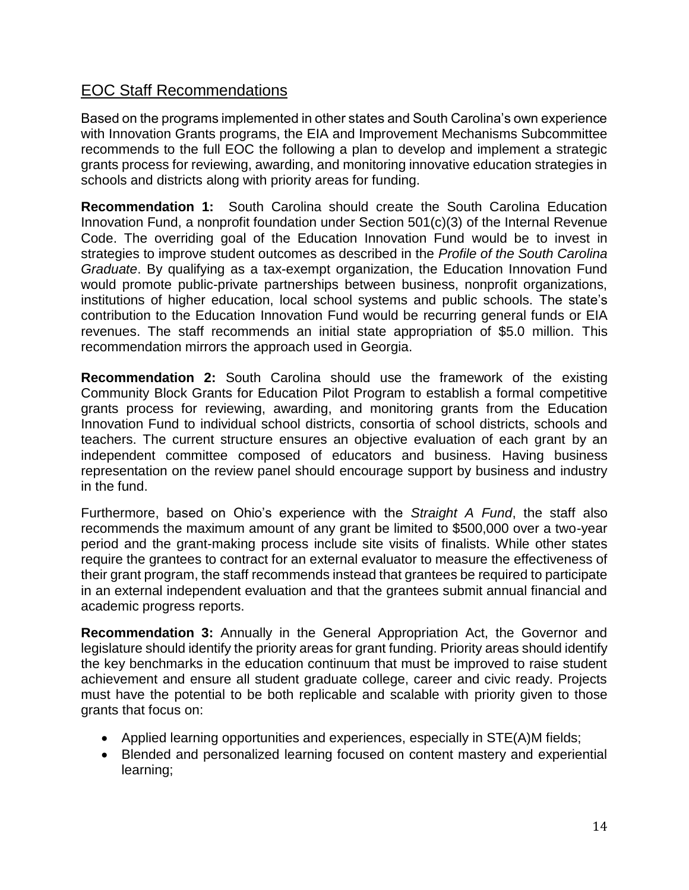## EOC Staff Recommendations

Based on the programs implemented in other states and South Carolina's own experience with Innovation Grants programs, the EIA and Improvement Mechanisms Subcommittee recommends to the full EOC the following a plan to develop and implement a strategic grants process for reviewing, awarding, and monitoring innovative education strategies in schools and districts along with priority areas for funding.

**Recommendation 1:** South Carolina should create the South Carolina Education Innovation Fund, a nonprofit foundation under Section 501(c)(3) of the Internal Revenue Code. The overriding goal of the Education Innovation Fund would be to invest in strategies to improve student outcomes as described in the *Profile of the South Carolina Graduate*. By qualifying as a tax-exempt organization, the Education Innovation Fund would promote public-private partnerships between business, nonprofit organizations, institutions of higher education, local school systems and public schools. The state's contribution to the Education Innovation Fund would be recurring general funds or EIA revenues. The staff recommends an initial state appropriation of $5.0 million. This recommendation mirrors the approach used in Georgia.

**Recommendation 2:** South Carolina should use the framework of the existing Community Block Grants for Education Pilot Program to establish a formal competitive grants process for reviewing, awarding, and monitoring grants from the Education Innovation Fund to individual school districts, consortia of school districts, schools and teachers. The current structure ensures an objective evaluation of each grant by an independent committee composed of educators and business. Having business representation on the review panel should encourage support by business and industry in the fund.

Furthermore, based on Ohio's experience with the *Straight A Fund*, the staff also recommends the maximum amount of any grant be limited to $500,000 over a two-year period and the grant-making process include site visits of finalists. While other states require the grantees to contract for an external evaluator to measure the effectiveness of their grant program, the staff recommends instead that grantees be required to participate in an external independent evaluation and that the grantees submit annual financial and academic progress reports.

**Recommendation 3:** Annually in the General Appropriation Act, the Governor and legislature should identify the priority areas for grant funding. Priority areas should identify the key benchmarks in the education continuum that must be improved to raise student achievement and ensure all student graduate college, career and civic ready. Projects must have the potential to be both replicable and scalable with priority given to those grants that focus on:

- Applied learning opportunities and experiences, especially in STE(A)M fields;
- Blended and personalized learning focused on content mastery and experiential learning;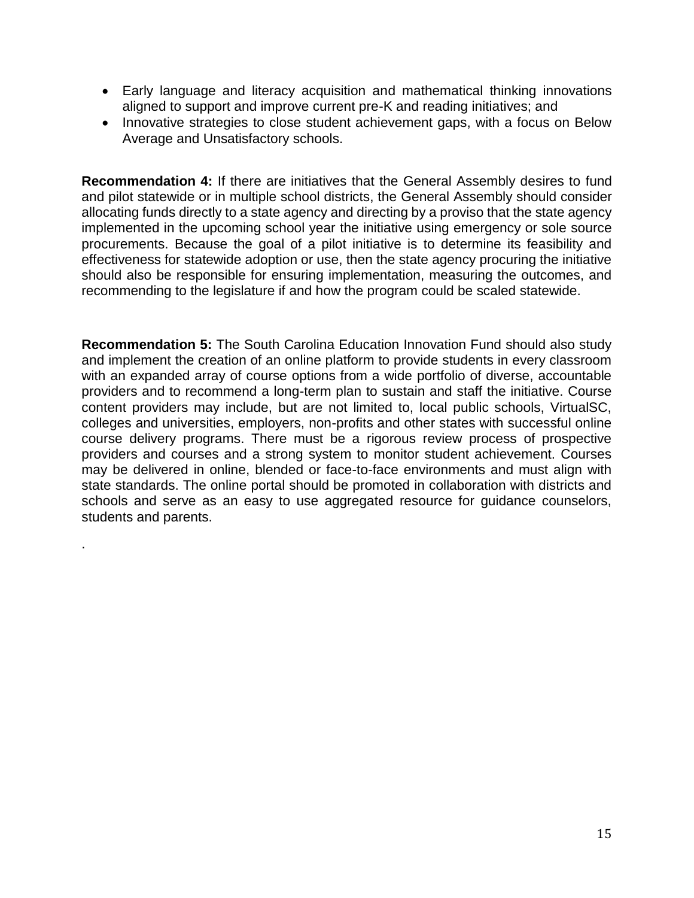- Early language and literacy acquisition and mathematical thinking innovations aligned to support and improve current pre-K and reading initiatives; and
- Innovative strategies to close student achievement gaps, with a focus on Below Average and Unsatisfactory schools.

**Recommendation 4:** If there are initiatives that the General Assembly desires to fund and pilot statewide or in multiple school districts, the General Assembly should consider allocating funds directly to a state agency and directing by a proviso that the state agency implemented in the upcoming school year the initiative using emergency or sole source procurements. Because the goal of a pilot initiative is to determine its feasibility and effectiveness for statewide adoption or use, then the state agency procuring the initiative should also be responsible for ensuring implementation, measuring the outcomes, and recommending to the legislature if and how the program could be scaled statewide.

**Recommendation 5:** The South Carolina Education Innovation Fund should also study and implement the creation of an online platform to provide students in every classroom with an expanded array of course options from a wide portfolio of diverse, accountable providers and to recommend a long-term plan to sustain and staff the initiative. Course content providers may include, but are not limited to, local public schools, VirtualSC, colleges and universities, employers, non-profits and other states with successful online course delivery programs. There must be a rigorous review process of prospective providers and courses and a strong system to monitor student achievement. Courses may be delivered in online, blended or face-to-face environments and must align with state standards. The online portal should be promoted in collaboration with districts and schools and serve as an easy to use aggregated resource for guidance counselors, students and parents.

.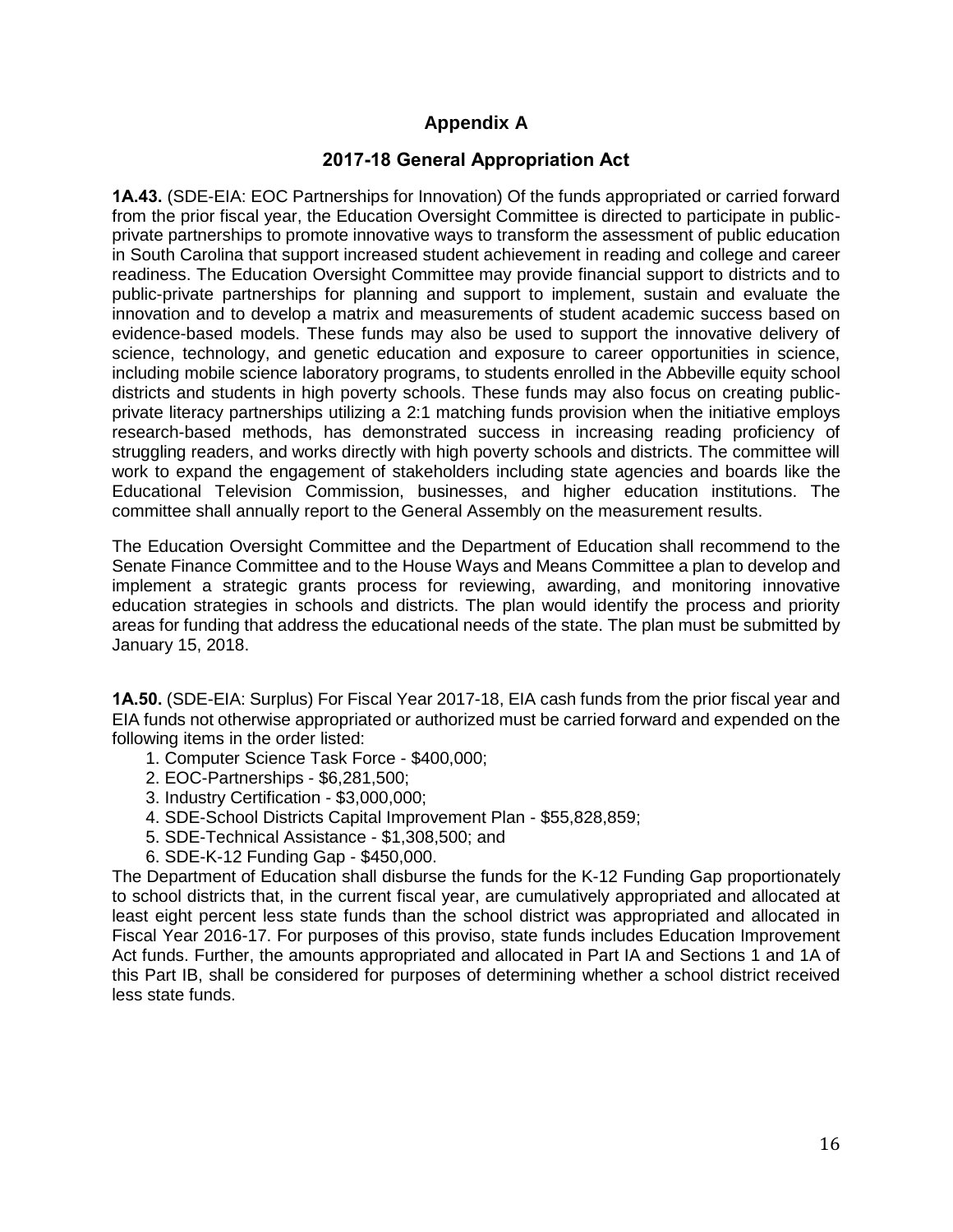# Appendix A

## 2017-18 General Appropriation Act

**1A.43.** (SDE-EIA: EOC Partnerships for Innovation) Of the funds appropriated or carried forward from the prior fiscal year, the Education Oversight Committee is directed to participate in public-private partnerships to promote innovative ways to transform the assessment of public education in South Carolina that support increased student achievement in reading and college and career readiness. The Education Oversight Committee may provide financial support to districts and to public-private partnerships for planning and support to implement, sustain and evaluate the innovation and to develop a matrix and measurements of student academic success based on evidence-based models. These funds may also be used to support the innovative delivery of science, technology, and genetic education and exposure to career opportunities in science, including mobile science laboratory programs, to students enrolled in the Abbeville equity school districts and students in high poverty schools. These funds may also focus on creating public-private literacy partnerships utilizing a 2:1 matching funds provision when the initiative employs research-based methods, has demonstrated success in increasing reading proficiency of struggling readers, and works directly with high poverty schools and districts. The committee will work to expand the engagement of stakeholders including state agencies and boards like the Educational Television Commission, businesses, and higher education institutions. The committee shall annually report to the General Assembly on the measurement results.

The Education Oversight Committee and the Department of Education shall recommend to the Senate Finance Committee and to the House Ways and Means Committee a plan to develop and implement a strategic grants process for reviewing, awarding, and monitoring innovative education strategies in schools and districts. The plan would identify the process and priority areas for funding that address the educational needs of the state. The plan must be submitted by January 15, 2018.

**1A.50.** (SDE-EIA: Surplus) For Fiscal Year 2017-18, EIA cash funds from the prior fiscal year and EIA funds not otherwise appropriated or authorized must be carried forward and expended on the following items in the order listed:

1. Computer Science Task Force - $400,000;
2. EOC-Partnerships - $6,281,500;
3. Industry Certification - $3,000,000;
4. SDE-School Districts Capital Improvement Plan - $55,828,859;
5. SDE-Technical Assistance - $1,308,500; and
6. SDE-K-12 Funding Gap - $450,000.

The Department of Education shall disburse the funds for the K-12 Funding Gap proportionately to school districts that, in the current fiscal year, are cumulatively appropriated and allocated at least eight percent less state funds than the school district was appropriated and allocated in Fiscal Year 2016-17. For purposes of this proviso, state funds includes Education Improvement Act funds. Further, the amounts appropriated and allocated in Part IA and Sections 1 and 1A of this Part IB, shall be considered for purposes of determining whether a school district received less state funds.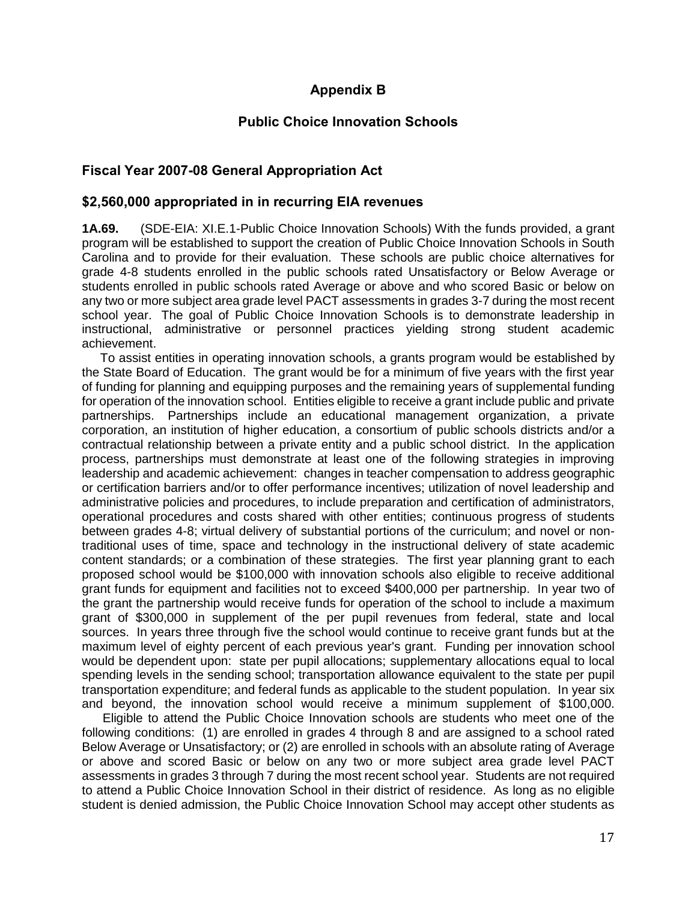# Appendix B

## Public Choice Innovation Schools

### Fiscal Year 2007-08 General Appropriation Act

### $2,560,000 appropriated in in recurring EIA revenues

**1A.69.** (SDE-EIA: XI.E.1-Public Choice Innovation Schools) With the funds provided, a grant program will be established to support the creation of Public Choice Innovation Schools in South Carolina and to provide for their evaluation. These schools are public choice alternatives for grade 4-8 students enrolled in the public schools rated Unsatisfactory or Below Average or students enrolled in public schools rated Average or above and who scored Basic or below on any two or more subject area grade level PACT assessments in grades 3-7 during the most recent school year. The goal of Public Choice Innovation Schools is to demonstrate leadership in instructional, administrative or personnel practices yielding strong student academic achievement.

To assist entities in operating innovation schools, a grants program would be established by the State Board of Education. The grant would be for a minimum of five years with the first year of funding for planning and equipping purposes and the remaining years of supplemental funding for operation of the innovation school. Entities eligible to receive a grant include public and private partnerships. Partnerships include an educational management organization, a private corporation, an institution of higher education, a consortium of public schools districts and/or a contractual relationship between a private entity and a public school district. In the application process, partnerships must demonstrate at least one of the following strategies in improving leadership and academic achievement: changes in teacher compensation to address geographic or certification barriers and/or to offer performance incentives; utilization of novel leadership and administrative policies and procedures, to include preparation and certification of administrators, operational procedures and costs shared with other entities; continuous progress of students between grades 4-8; virtual delivery of substantial portions of the curriculum; and novel or non-traditional uses of time, space and technology in the instructional delivery of state academic content standards; or a combination of these strategies. The first year planning grant to each proposed school would be $100,000 with innovation schools also eligible to receive additional grant funds for equipment and facilities not to exceed $400,000 per partnership. In year two of the grant the partnership would receive funds for operation of the school to include a maximum grant of $300,000 in supplement of the per pupil revenues from federal, state and local sources. In years three through five the school would continue to receive grant funds but at the maximum level of eighty percent of each previous year's grant. Funding per innovation school would be dependent upon: state per pupil allocations; supplementary allocations equal to local spending levels in the sending school; transportation allowance equivalent to the state per pupil transportation expenditure; and federal funds as applicable to the student population. In year six and beyond, the innovation school would receive a minimum supplement of $100,000.

Eligible to attend the Public Choice Innovation schools are students who meet one of the following conditions: (1) are enrolled in grades 4 through 8 and are assigned to a school rated Below Average or Unsatisfactory; or (2) are enrolled in schools with an absolute rating of Average or above and scored Basic or below on any two or more subject area grade level PACT assessments in grades 3 through 7 during the most recent school year. Students are not required to attend a Public Choice Innovation School in their district of residence. As long as no eligible student is denied admission, the Public Choice Innovation School may accept other students as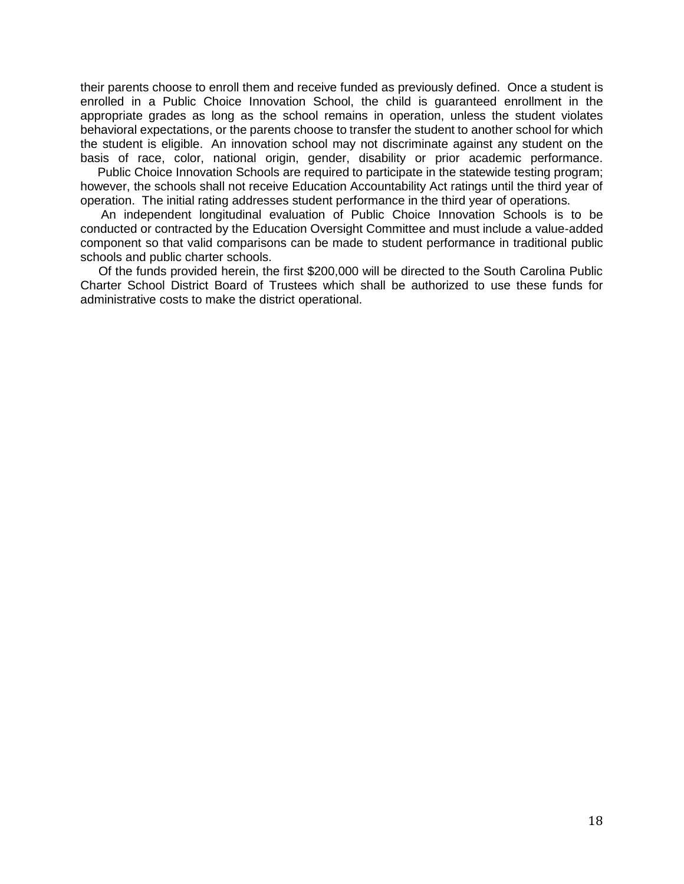their parents choose to enroll them and receive funded as previously defined. Once a student is enrolled in a Public Choice Innovation School, the child is guaranteed enrollment in the appropriate grades as long as the school remains in operation, unless the student violates behavioral expectations, or the parents choose to transfer the student to another school for which the student is eligible. An innovation school may not discriminate against any student on the basis of race, color, national origin, gender, disability or prior academic performance.

Public Choice Innovation Schools are required to participate in the statewide testing program; however, the schools shall not receive Education Accountability Act ratings until the third year of operation. The initial rating addresses student performance in the third year of operations.

An independent longitudinal evaluation of Public Choice Innovation Schools is to be conducted or contracted by the Education Oversight Committee and must include a value-added component so that valid comparisons can be made to student performance in traditional public schools and public charter schools.

Of the funds provided herein, the first $200,000 will be directed to the South Carolina Public Charter School District Board of Trustees which shall be authorized to use these funds for administrative costs to make the district operational.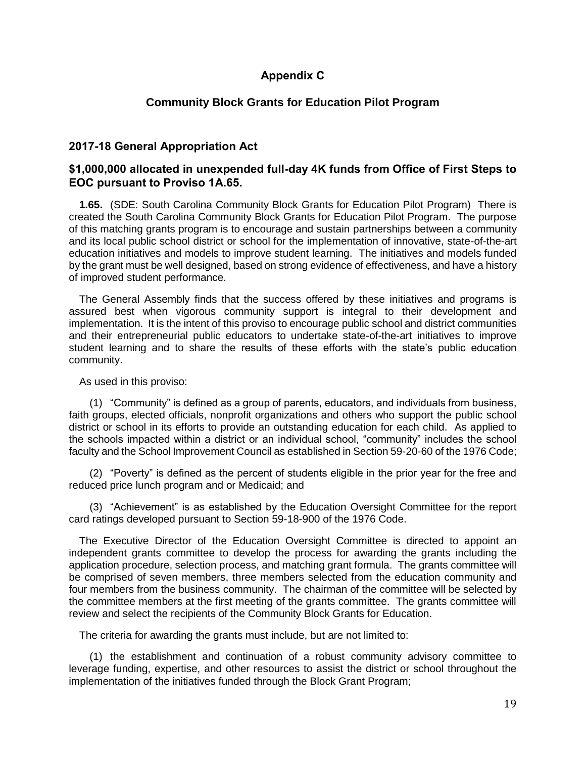# Appendix C

## Community Block Grants for Education Pilot Program

### 2017-18 General Appropriation Act

### $1,000,000 allocated in unexpended full-day 4K funds from Office of First Steps to EOC pursuant to Proviso 1A.65.

**1.65.** (SDE: South Carolina Community Block Grants for Education Pilot Program) There is created the South Carolina Community Block Grants for Education Pilot Program. The purpose of this matching grants program is to encourage and sustain partnerships between a community and its local public school district or school for the implementation of innovative, state-of-the-art education initiatives and models to improve student learning. The initiatives and models funded by the grant must be well designed, based on strong evidence of effectiveness, and have a history of improved student performance.

The General Assembly finds that the success offered by these initiatives and programs is assured best when vigorous community support is integral to their development and implementation. It is the intent of this proviso to encourage public school and district communities and their entrepreneurial public educators to undertake state-of-the-art initiatives to improve student learning and to share the results of these efforts with the state's public education community.

As used in this proviso:

(1) "Community" is defined as a group of parents, educators, and individuals from business, faith groups, elected officials, nonprofit organizations and others who support the public school district or school in its efforts to provide an outstanding education for each child. As applied to the schools impacted within a district or an individual school, "community" includes the school faculty and the School Improvement Council as established in Section 59-20-60 of the 1976 Code;

(2) "Poverty" is defined as the percent of students eligible in the prior year for the free and reduced price lunch program and or Medicaid; and

(3) "Achievement" is as established by the Education Oversight Committee for the report card ratings developed pursuant to Section 59-18-900 of the 1976 Code.

The Executive Director of the Education Oversight Committee is directed to appoint an independent grants committee to develop the process for awarding the grants including the application procedure, selection process, and matching grant formula. The grants committee will be comprised of seven members, three members selected from the education community and four members from the business community. The chairman of the committee will be selected by the committee members at the first meeting of the grants committee. The grants committee will review and select the recipients of the Community Block Grants for Education.

The criteria for awarding the grants must include, but are not limited to:

(1) the establishment and continuation of a robust community advisory committee to leverage funding, expertise, and other resources to assist the district or school throughout the implementation of the initiatives funded through the Block Grant Program;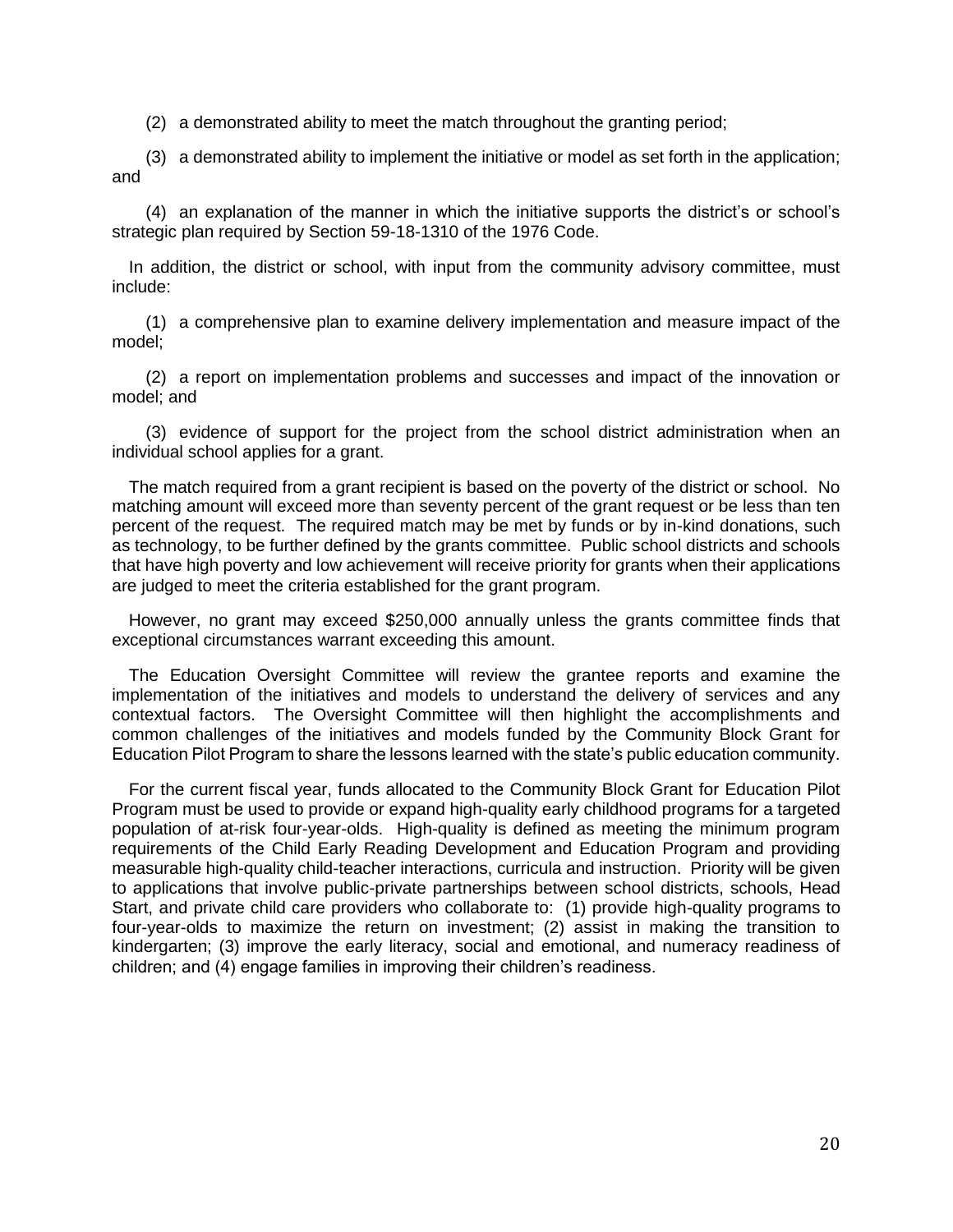(2) a demonstrated ability to meet the match throughout the granting period;

(3) a demonstrated ability to implement the initiative or model as set forth in the application; and

(4) an explanation of the manner in which the initiative supports the district's or school's strategic plan required by Section 59-18-1310 of the 1976 Code.

In addition, the district or school, with input from the community advisory committee, must include:

(1) a comprehensive plan to examine delivery implementation and measure impact of the model;

(2) a report on implementation problems and successes and impact of the innovation or model; and

(3) evidence of support for the project from the school district administration when an individual school applies for a grant.

The match required from a grant recipient is based on the poverty of the district or school. No matching amount will exceed more than seventy percent of the grant request or be less than ten percent of the request. The required match may be met by funds or by in-kind donations, such as technology, to be further defined by the grants committee. Public school districts and schools that have high poverty and low achievement will receive priority for grants when their applications are judged to meet the criteria established for the grant program.

However, no grant may exceed $250,000 annually unless the grants committee finds that exceptional circumstances warrant exceeding this amount.

The Education Oversight Committee will review the grantee reports and examine the implementation of the initiatives and models to understand the delivery of services and any contextual factors. The Oversight Committee will then highlight the accomplishments and common challenges of the initiatives and models funded by the Community Block Grant for Education Pilot Program to share the lessons learned with the state's public education community.

For the current fiscal year, funds allocated to the Community Block Grant for Education Pilot Program must be used to provide or expand high-quality early childhood programs for a targeted population of at-risk four-year-olds. High-quality is defined as meeting the minimum program requirements of the Child Early Reading Development and Education Program and providing measurable high-quality child-teacher interactions, curricula and instruction. Priority will be given to applications that involve public-private partnerships between school districts, schools, Head Start, and private child care providers who collaborate to: (1) provide high-quality programs to four-year-olds to maximize the return on investment; (2) assist in making the transition to kindergarten; (3) improve the early literacy, social and emotional, and numeracy readiness of children; and (4) engage families in improving their children's readiness.